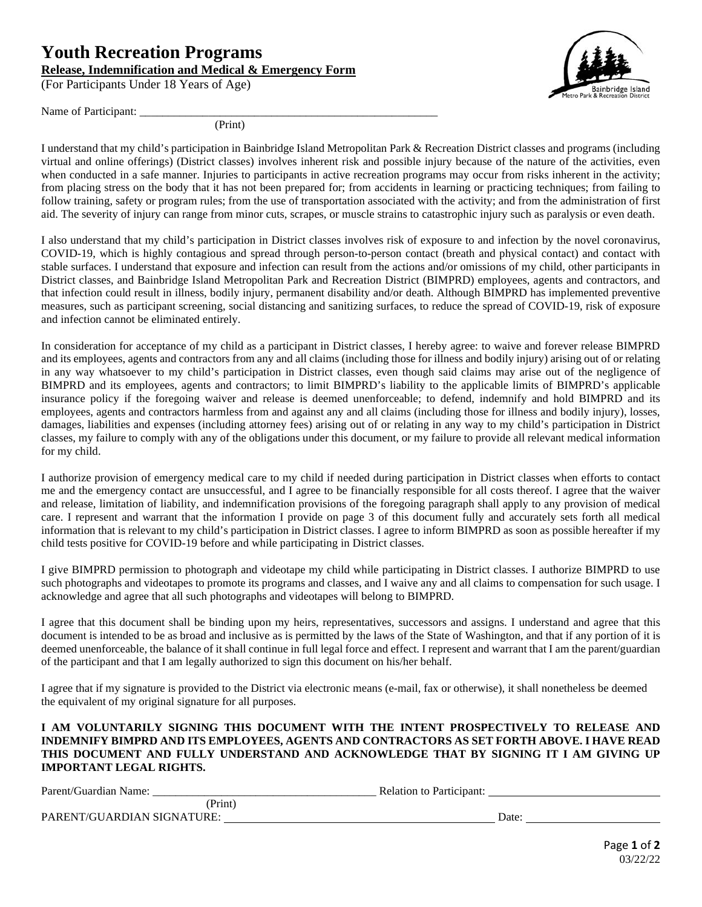# Youth Recreation Programs

**Release, Indemnification and Medical & Emergency Form**

(For Participants Under 18 Years of Age)

Name of Participant: ______________________________________________________
(Print)

I understand that my child's participation in Bainbridge Island Metropolitan Park & Recreation District classes and programs (including virtual and online offerings) (District classes) involves inherent risk and possible injury because of the nature of the activities, even when conducted in a safe manner. Injuries to participants in active recreation programs may occur from risks inherent in the activity; from placing stress on the body that it has not been prepared for; from accidents in learning or practicing techniques; from failing to follow training, safety or program rules; from the use of transportation associated with the activity; and from the administration of first aid. The severity of injury can range from minor cuts, scrapes, or muscle strains to catastrophic injury such as paralysis or even death.

I also understand that my child's participation in District classes involves risk of exposure to and infection by the novel coronavirus, COVID-19, which is highly contagious and spread through person-to-person contact (breath and physical contact) and contact with stable surfaces. I understand that exposure and infection can result from the actions and/or omissions of my child, other participants in District classes, and Bainbridge Island Metropolitan Park and Recreation District (BIMPRD) employees, agents and contractors, and that infection could result in illness, bodily injury, permanent disability and/or death. Although BIMPRD has implemented preventive measures, such as participant screening, social distancing and sanitizing surfaces, to reduce the spread of COVID-19, risk of exposure and infection cannot be eliminated entirely.

In consideration for acceptance of my child as a participant in District classes, I hereby agree: to waive and forever release BIMPRD and its employees, agents and contractors from any and all claims (including those for illness and bodily injury) arising out of or relating in any way whatsoever to my child's participation in District classes, even though said claims may arise out of the negligence of BIMPRD and its employees, agents and contractors; to limit BIMPRD's liability to the applicable limits of BIMPRD's applicable insurance policy if the foregoing waiver and release is deemed unenforceable; to defend, indemnify and hold BIMPRD and its employees, agents and contractors harmless from and against any and all claims (including those for illness and bodily injury), losses, damages, liabilities and expenses (including attorney fees) arising out of or relating in any way to my child's participation in District classes, my failure to comply with any of the obligations under this document, or my failure to provide all relevant medical information for my child.

I authorize provision of emergency medical care to my child if needed during participation in District classes when efforts to contact me and the emergency contact are unsuccessful, and I agree to be financially responsible for all costs thereof. I agree that the waiver and release, limitation of liability, and indemnification provisions of the foregoing paragraph shall apply to any provision of medical care. I represent and warrant that the information I provide on page 3 of this document fully and accurately sets forth all medical information that is relevant to my child's participation in District classes. I agree to inform BIMPRD as soon as possible hereafter if my child tests positive for COVID-19 before and while participating in District classes.

I give BIMPRD permission to photograph and videotape my child while participating in District classes. I authorize BIMPRD to use such photographs and videotapes to promote its programs and classes, and I waive any and all claims to compensation for such usage. I acknowledge and agree that all such photographs and videotapes will belong to BIMPRD.

I agree that this document shall be binding upon my heirs, representatives, successors and assigns. I understand and agree that this document is intended to be as broad and inclusive as is permitted by the laws of the State of Washington, and that if any portion of it is deemed unenforceable, the balance of it shall continue in full legal force and effect. I represent and warrant that I am the parent/guardian of the participant and that I am legally authorized to sign this document on his/her behalf.

I agree that if my signature is provided to the District via electronic means (e-mail, fax or otherwise), it shall nonetheless be deemed the equivalent of my original signature for all purposes.

**I AM VOLUNTARILY SIGNING THIS DOCUMENT WITH THE INTENT PROSPECTIVELY TO RELEASE AND INDEMNIFY BIMPRD AND ITS EMPLOYEES, AGENTS AND CONTRACTORS AS SET FORTH ABOVE. I HAVE READ THIS DOCUMENT AND FULLY UNDERSTAND AND ACKNOWLEDGE THAT BY SIGNING IT I AM GIVING UP IMPORTANT LEGAL RIGHTS.**

Parent/Guardian Name: ________________________________________ Relation to Participant: ______________________________
(Print)

PARENT/GUARDIAN SIGNATURE: ______________________________________________ Date: ________________________

03/22/22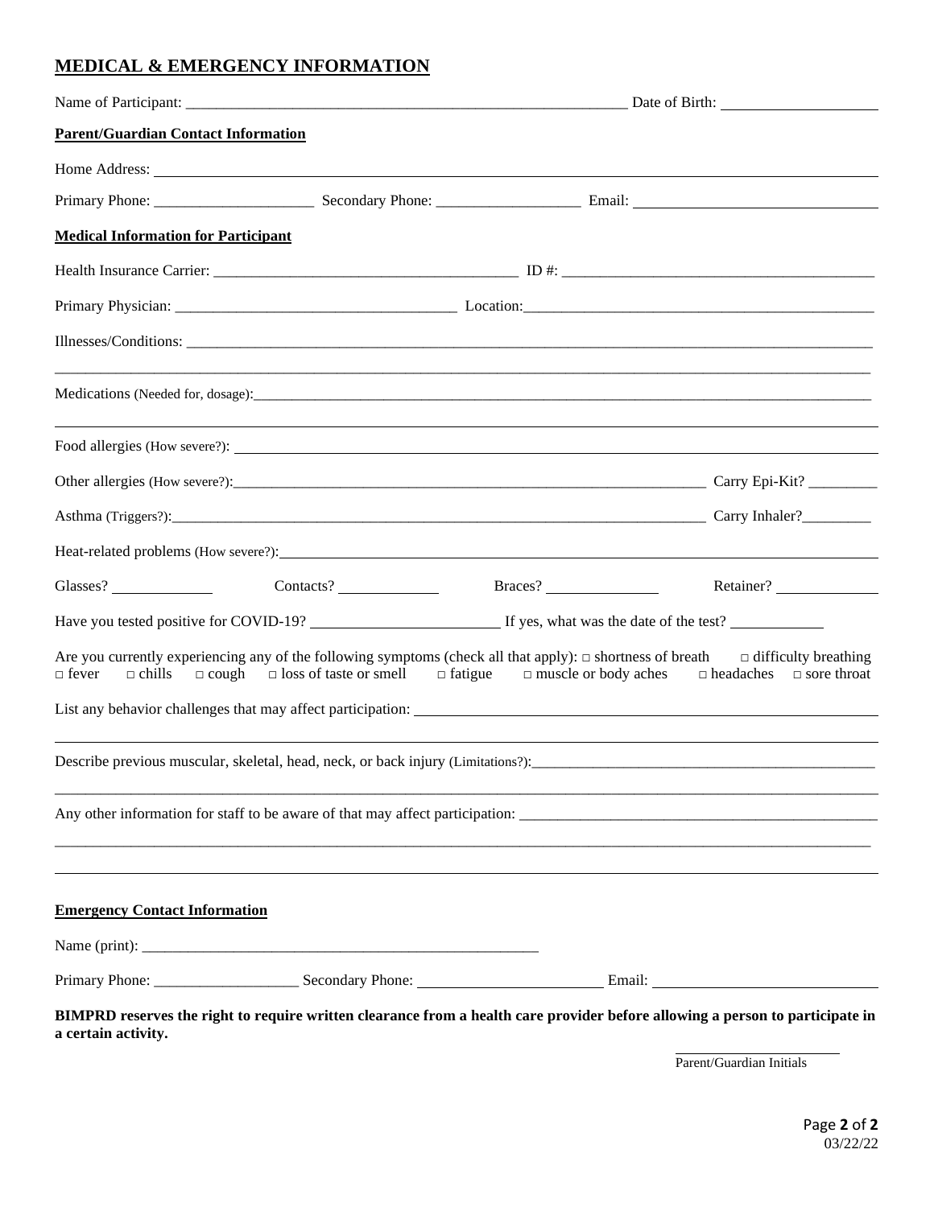## MEDICAL & EMERGENCY INFORMATION

Name of Participant: ___________________________________________________________ Date of Birth: ____________________

**Parent/Guardian Contact Information**

Home Address: ____________________________________________________________________________________________

Primary Phone: _____________________ Secondary Phone: ___________________ Email: _______________________________

**Medical Information for Participant**

Health Insurance Carrier: ________________________________________ ID #: __________________________________________

Primary Physician: _____________________________________ Location:_______________________________________________

Illnesses/Conditions: ____________________________________________________________________________________________

__________________________________________________________________________________________________________

Medications (Needed for, dosage):___________________________________________________________________________________

__________________________________________________________________________________________________________

Food allergies (How severe?): _______________________________________________________________________________________

Other allergies (How severe?):_____________________________________________________________________ Carry Epi-Kit? _________

Asthma (Triggers?):___________________________________________________________________________ Carry Inhaler?_________

Heat-related problems (How severe?): ________________________________________________________________________________

Glasses? _____________ Contacts? _____________ Braces? _______________ Retainer? ______________

Have you tested positive for COVID-19? ________________________ If yes, what was the date of the test? ____________

Are you currently experiencing any of the following symptoms (check all that apply): □ shortness of breath □ difficulty breathing □ fever □ chills □ cough □ loss of taste or smell □ fatigue □ muscle or body aches □ headaches □ sore throat

List any behavior challenges that may affect participation: _______________________________________________________________

__________________________________________________________________________________________________________

Describe previous muscular, skeletal, head, neck, or back injury (Limitations?):_______________________________________________

__________________________________________________________________________________________________________

Any other information for staff to be aware of that may affect participation: _________________________________________________

__________________________________________________________________________________________________________

__________________________________________________________________________________________________________

**Emergency Contact Information**

Name (print): _______________________________________________________

Primary Phone: ___________________ Secondary Phone: ________________________ Email: ______________________________

**BIMPRD reserves the right to require written clearance from a health care provider before allowing a person to participate in a certain activity.**

______________________
Parent/Guardian Initials

03/22/22